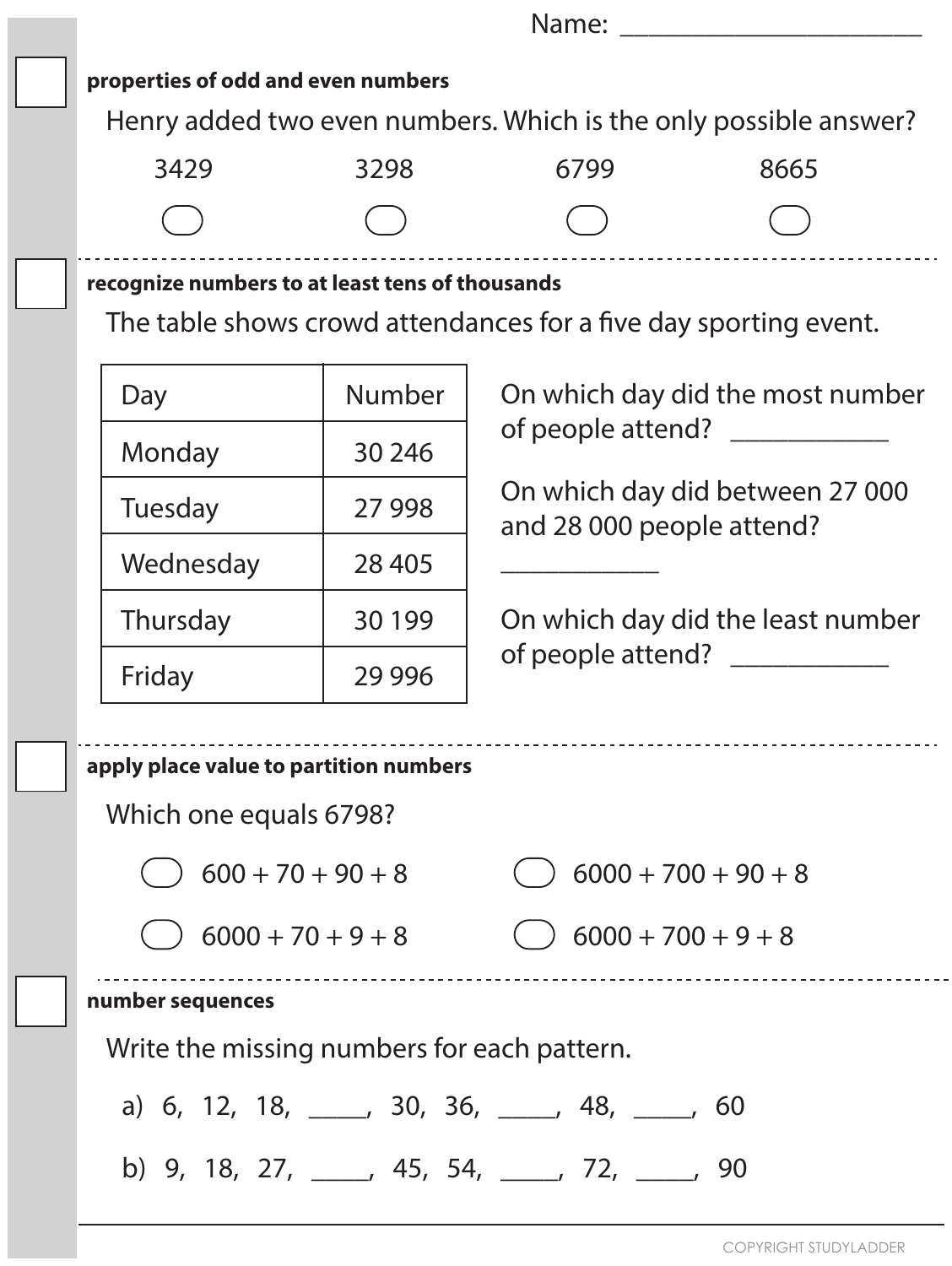Name: ______________________

**properties of odd and even numbers**

Henry added two even numbers. Which is the only possible answer?

- ◯ 3429
- ◯ 3298
- ◯ 6799
- ◯ 8665

---

**recognize numbers to at least tens of thousands**

The table shows crowd attendances for a five day sporting event.

| Day | Number |
|---|---|
| Monday | 30 246 |
| Tuesday | 27 998 |
| Wednesday | 28 405 |
| Thursday | 30 199 |
| Friday | 29 996 |

On which day did the most number of people attend? ___________

On which day did between 27 000 and 28 000 people attend?

___________

On which day did the least number of people attend? ___________

---

**apply place value to partition numbers**

Which one equals 6798?

- ◯ 600 + 70 + 90 + 8
- ◯ 6000 + 700 + 90 + 8
- ◯ 6000 + 70 + 9 + 8
- ◯ 6000 + 700 + 9 + 8

---

**number sequences**

Write the missing numbers for each pattern.

a) 6, 12, 18, _____, 30, 36, _____, 48, _____, 60

b) 9, 18, 27, _____, 45, 54, _____, 72, _____, 90

COPYRIGHT STUDYLADDER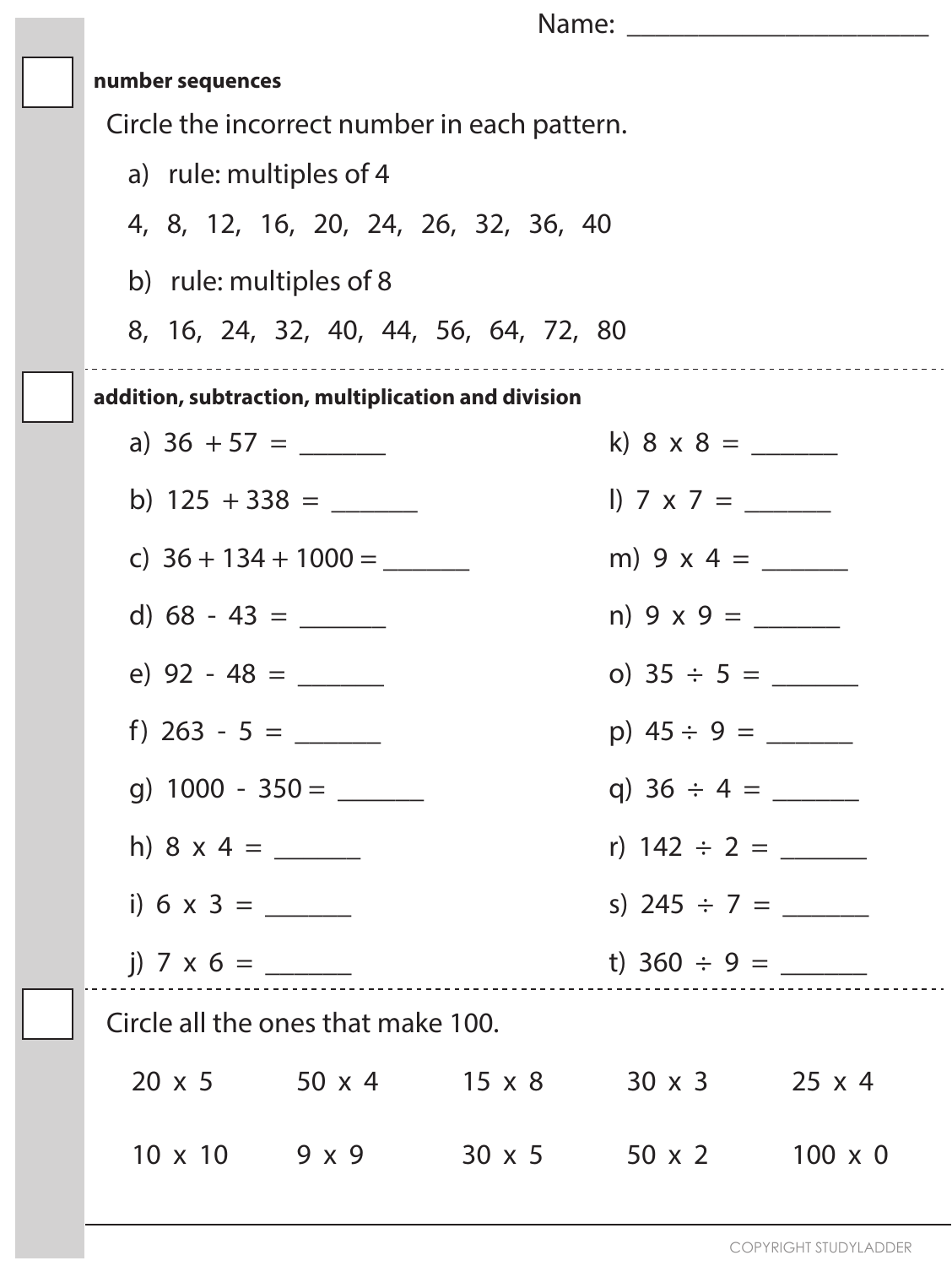Name: ______________________

### number sequences

Circle the incorrect number in each pattern.

a) rule: multiples of 4

4, 8, 12, 16, 20, 24, 26, 32, 36, 40

b) rule: multiples of 8

8, 16, 24, 32, 40, 44, 56, 64, 72, 80

---

### addition, subtraction, multiplication and division

a) $36 + 57 =$ ______

b) $125 + 338 =$ ______

c) $36 + 134 + 1000 =$ ______

d) $68 - 43 =$ ______

e) $92 - 48 =$ ______

f) $263 - 5 =$ ______

g) $1000 - 350 =$ ______

h) $8 \times 4 =$ ______

i) $6 \times 3 =$ ______

j) $7 \times 6 =$ ______

k) $8 \times 8 =$ ______

l) $7 \times 7 =$ ______

m) $9 \times 4 =$ ______

n) $9 \times 9 =$ ______

o) $35 \div 5 =$ ______

p) $45 \div 9 =$ ______

q) $36 \div 4 =$ ______

r) $142 \div 2 =$ ______

s) $245 \div 7 =$ ______

t) $360 \div 9 =$ ______

---

Circle all the ones that make 100.

| | | | | |
|---|---|---|---|---|
| $20 \times 5$ | $50 \times 4$ | $15 \times 8$ | $30 \times 3$ | $25 \times 4$ |
| $10 \times 10$ | $9 \times 9$ | $30 \times 5$ | $50 \times 2$ | $100 \times 0$ |

COPYRIGHT STUDYLADDER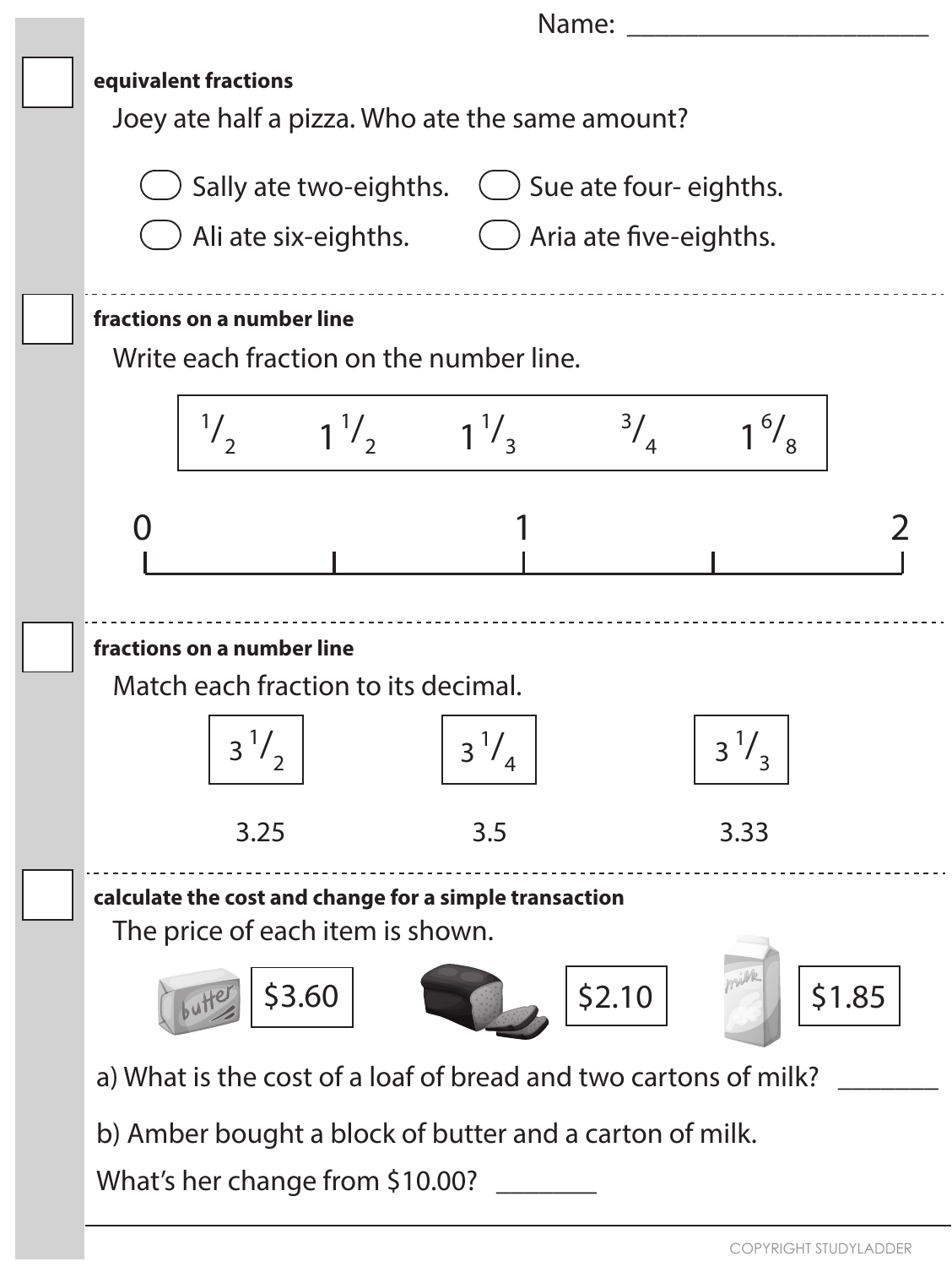Name: ____________________

**equivalent fractions**

Joey ate half a pizza. Who ate the same amount?

- ◯ Sally ate two-eighths.
- ◯ Sue ate four- eighths.
- ◯ Ali ate six-eighths.
- ◯ Aria ate five-eighths.

---

**fractions on a number line**

Write each fraction on the number line.

$^1/_2$ $1\,^1/_2$ $1\,^1/_3$ $^3/_4$ $1\,^6/_8$

0 1 2

---

**fractions on a number line**

Match each fraction to its decimal.

$3\,^1/_2$ $3\,^1/_4$ $3\,^1/_3$

3.25 3.5 3.33

---

**calculate the cost and change for a simple transaction**

The price of each item is shown.

butter $3.60 bread $2.10 milk $1.85

a) What is the cost of a loaf of bread and two cartons of milk? ________

b) Amber bought a block of butter and a carton of milk.

What's her change from $10.00? ________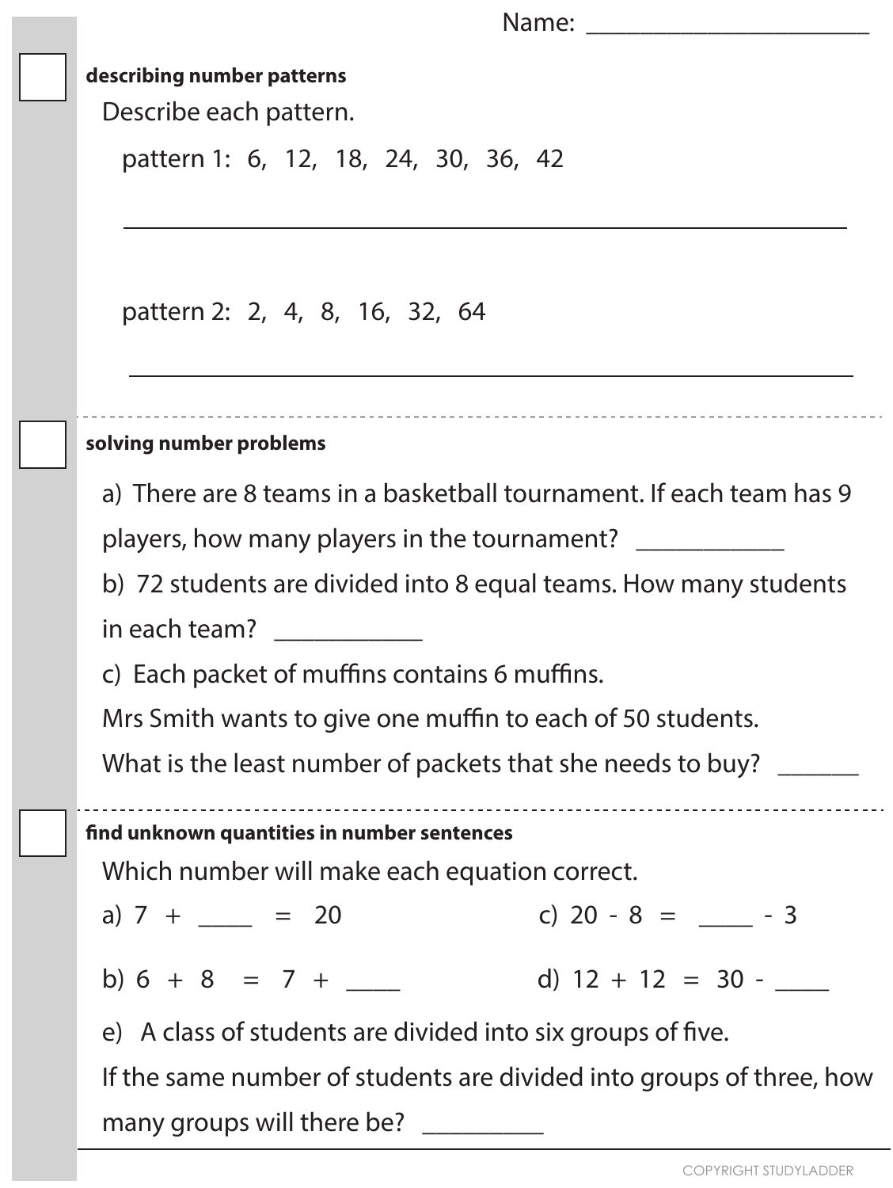Name: ______________________

### describing number patterns

Describe each pattern.

pattern 1: 6, 12, 18, 24, 30, 36, 42

______________________________________________

pattern 2: 2, 4, 8, 16, 32, 64

______________________________________________

### solving number problems

a) There are 8 teams in a basketball tournament. If each team has 9 players, how many players in the tournament? ___________

b) 72 students are divided into 8 equal teams. How many students in each team? ___________

c) Each packet of muffins contains 6 muffins.
Mrs Smith wants to give one muffin to each of 50 students.
What is the least number of packets that she needs to buy? ______

### find unknown quantities in number sentences

Which number will make each equation correct.

a) 7 + ____ = 20

b) 6 + 8 = 7 + ____

c) 20 - 8 = ____ - 3

d) 12 + 12 = 30 - ____

e) A class of students are divided into six groups of five.
If the same number of students are divided into groups of three, how many groups will there be? _________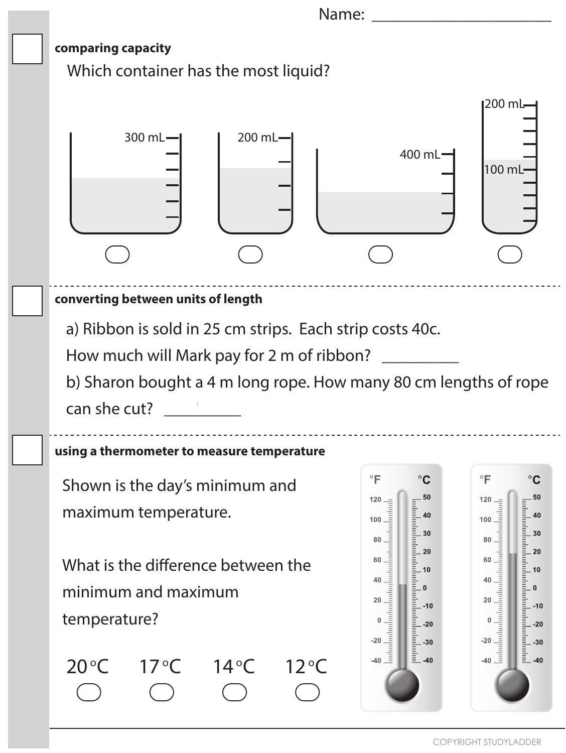Name: ______________________

**comparing capacity**

Which container has the most liquid?

300 mL — 200 mL — 400 mL — 200 mL / 100 mL

**converting between units of length**

a) Ribbon is sold in 25 cm strips. Each strip costs 40c.
How much will Mark pay for 2 m of ribbon? _________

b) Sharon bought a 4 m long rope. How many 80 cm lengths of rope can she cut? _________

**using a thermometer to measure temperature**

Shown is the day's minimum and maximum temperature.

What is the difference between the minimum and maximum temperature?

20 °C     17 °C     14 °C     12 °C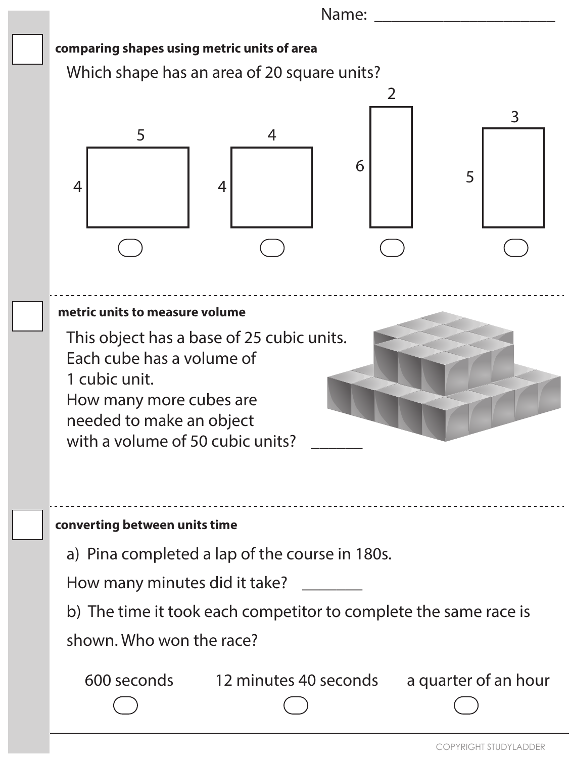Name: ______________________

**comparing shapes using metric units of area**

Which shape has an area of 20 square units?

| Shape | Width | Height |
|---|---|---|
| 1 | 5 | 4 |
| 2 | 4 | 4 |
| 3 | 2 | 6 |
| 4 | 3 | 5 |

◯ ◯ ◯ ◯

---

**metric units to measure volume**

This object has a base of 25 cubic units.
Each cube has a volume of
1 cubic unit.
How many more cubes are
needed to make an object
with a volume of 50 cubic units? ______

---

**converting between units time**

a) Pina completed a lap of the course in 180s.

How many minutes did it take? _______

b) The time it took each competitor to complete the same race is shown. Who won the race?

600 seconds ◯ 12 minutes 40 seconds ◯ a quarter of an hour ◯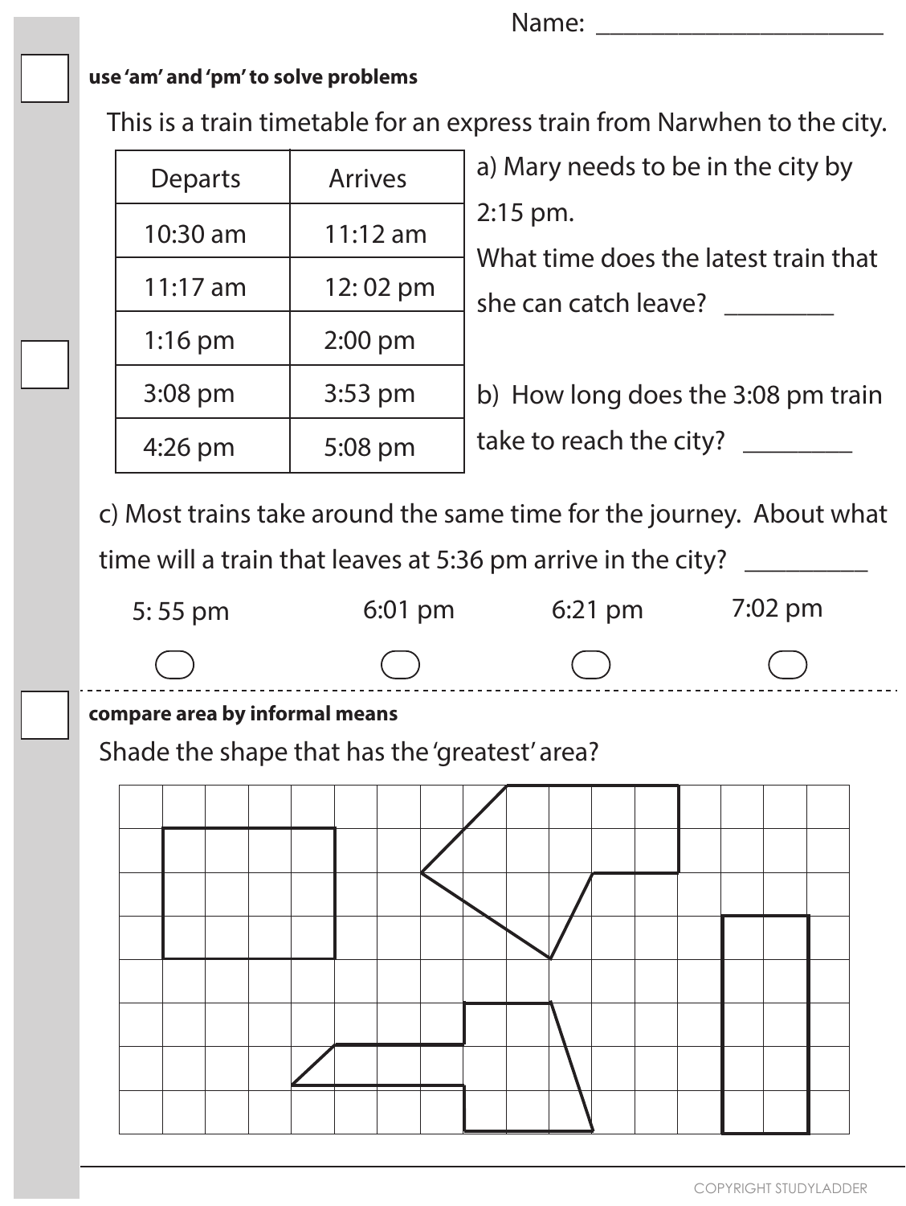Name: ______________________

**use 'am' and 'pm' to solve problems**

This is a train timetable for an express train from Narwhen to the city.

| Departs | Arrives |
| --- | --- |
| 10:30 am | 11:12 am |
| 11:17 am | 12: 02 pm |
| 1:16 pm | 2:00 pm |
| 3:08 pm | 3:53 pm |
| 4:26 pm | 5:08 pm |

a) Mary needs to be in the city by 2:15 pm.
What time does the latest train that she can catch leave? ________

b) How long does the 3:08 pm train take to reach the city? ________

c) Most trains take around the same time for the journey. About what time will a train that leaves at 5:36 pm arrive in the city? _________

5: 55 pm ◯　6:01 pm ◯　6:21 pm ◯　7:02 pm ◯

**compare area by informal means**

Shade the shape that has the 'greatest' area?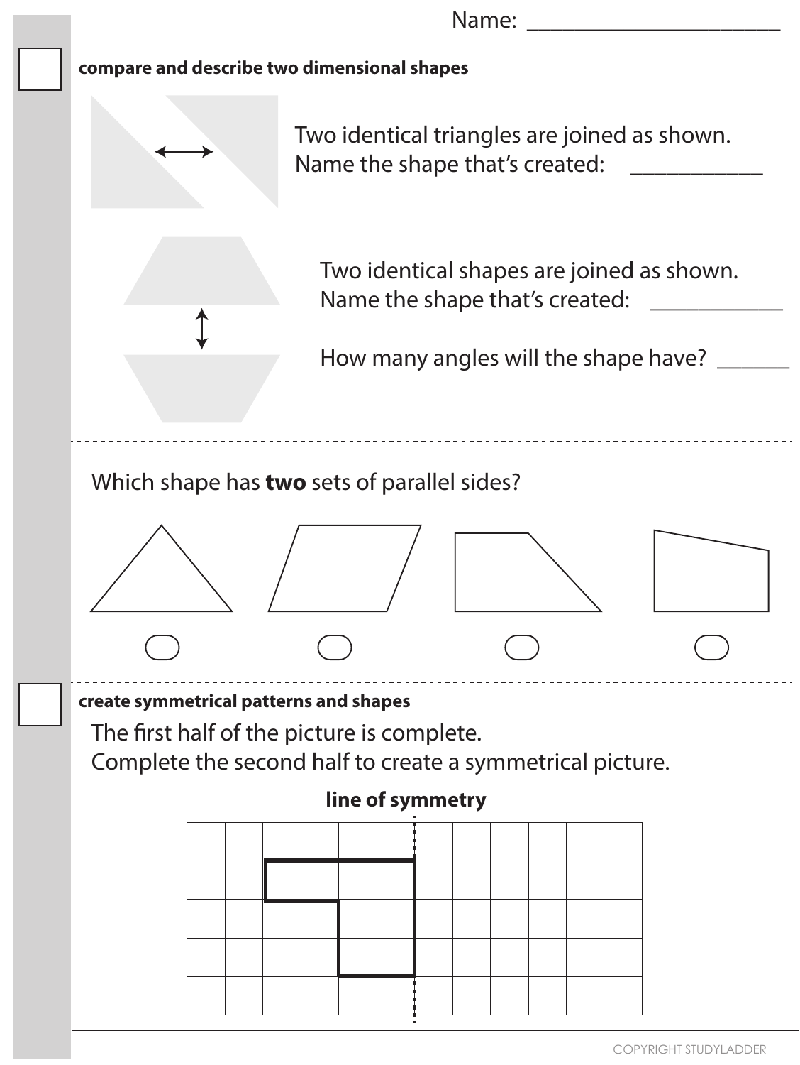Name: ______________________

**compare and describe two dimensional shapes**

Two identical triangles are joined as shown.
Name the shape that's created: ___________

Two identical shapes are joined as shown.
Name the shape that's created: ___________

How many angles will the shape have? ______

Which shape has **two** sets of parallel sides?

**create symmetrical patterns and shapes**

The first half of the picture is complete.
Complete the second half to create a symmetrical picture.

**line of symmetry**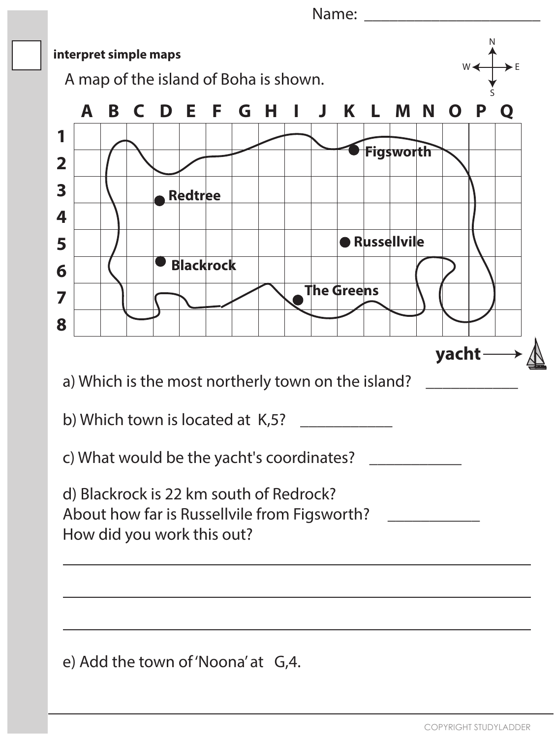Name: ______________________

**interpret simple maps**

A map of the island of Boha is shown.

a) Which is the most northerly town on the island? ____________

b) Which town is located at K,5? ____________

c) What would be the yacht's coordinates? ____________

d) Blackrock is 22 km south of Redrock?
About how far is Russellvile from Figsworth? ____________
How did you work this out?

______________________________________________________________

______________________________________________________________

______________________________________________________________

e) Add the town of 'Noona' at G,4.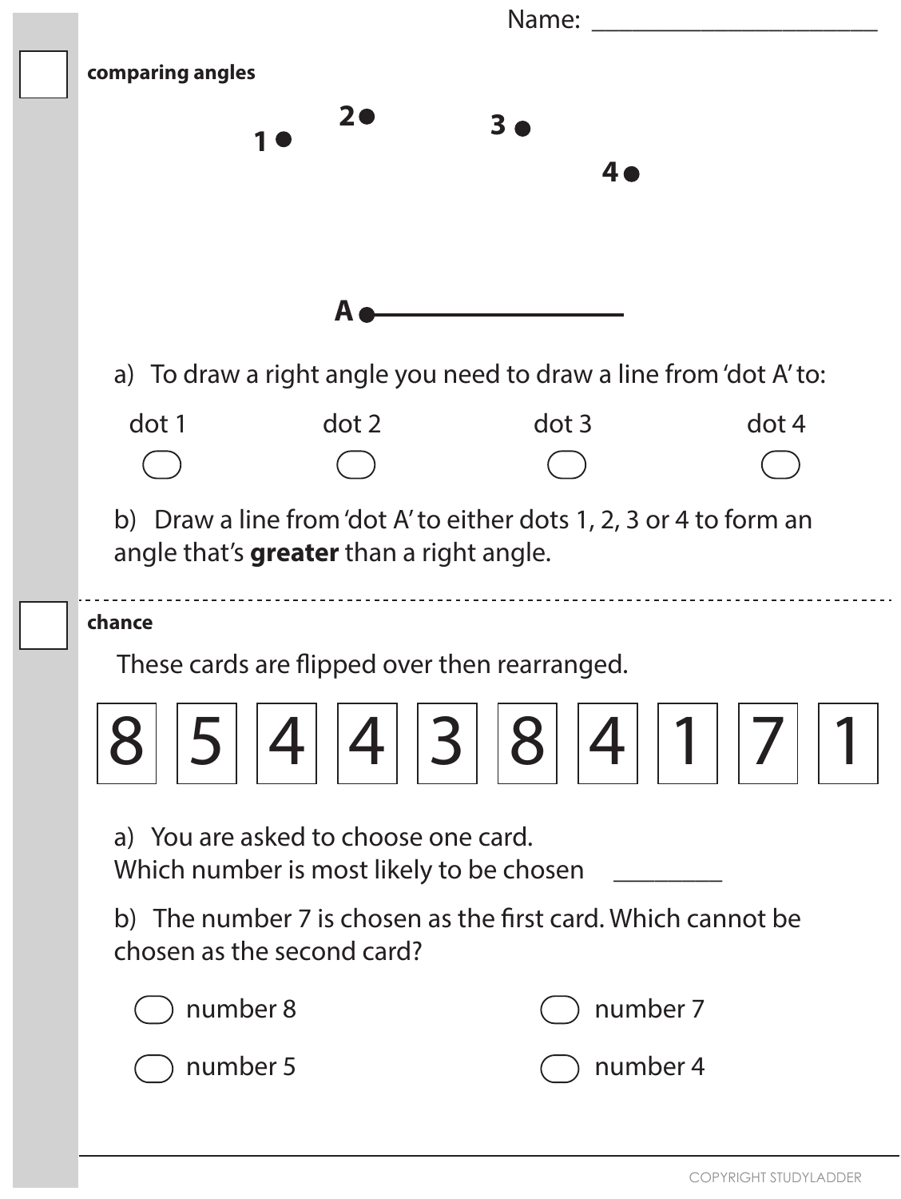Name: ______________________

**comparing angles**

1 ●　　2 ●　　3 ●　　4 ●

A ●————————

a) To draw a right angle you need to draw a line from 'dot A' to:

| dot 1 | dot 2 | dot 3 | dot 4 |
|---|---|---|---|
| ◯ | ◯ | ◯ | ◯ |

b) Draw a line from 'dot A' to either dots 1, 2, 3 or 4 to form an angle that's **greater** than a right angle.

---

**chance**

These cards are flipped over then rearranged.

| 8 | 5 | 4 | 4 | 3 | 8 | 4 | 1 | 7 | 1 |
|---|---|---|---|---|---|---|---|---|---|

a) You are asked to choose one card.
Which number is most likely to be chosen ________

b) The number 7 is chosen as the first card. Which cannot be chosen as the second card?

◯ number 8　　◯ number 7

◯ number 5　　◯ number 4

COPYRIGHT STUDYLADDER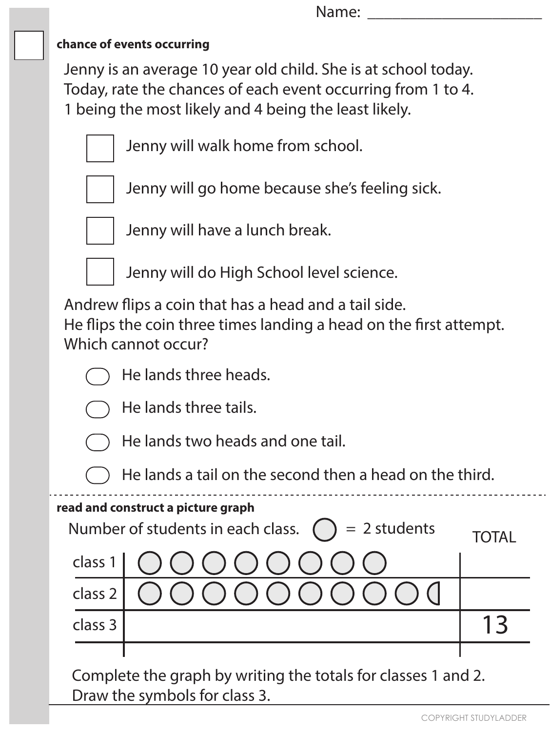Name: ______________________

**chance of events occurring**

Jenny is an average 10 year old child. She is at school today.
Today, rate the chances of each event occurring from 1 to 4.
1 being the most likely and 4 being the least likely.

- ☐ Jenny will walk home from school.
- ☐ Jenny will go home because she's feeling sick.
- ☐ Jenny will have a lunch break.
- ☐ Jenny will do High School level science.

Andrew flips a coin that has a head and a tail side.
He flips the coin three times landing a head on the first attempt.
Which cannot occur?

- ◯ He lands three heads.
- ◯ He lands three tails.
- ◯ He lands two heads and one tail.
- ◯ He lands a tail on the second then a head on the third.

---

**read and construct a picture graph**

Number of students in each class. ◯ = 2 students

| | | TOTAL |
|---|---|---|
| class 1 | ◯ ◯ ◯ ◯ ◯ ◯ ◯ ◯ | |
| class 2 | ◯ ◯ ◯ ◯ ◯ ◯ ◯ ◯ ◯ ◖ | |
| class 3 | | 13 |

Complete the graph by writing the totals for classes 1 and 2.
Draw the symbols for class 3.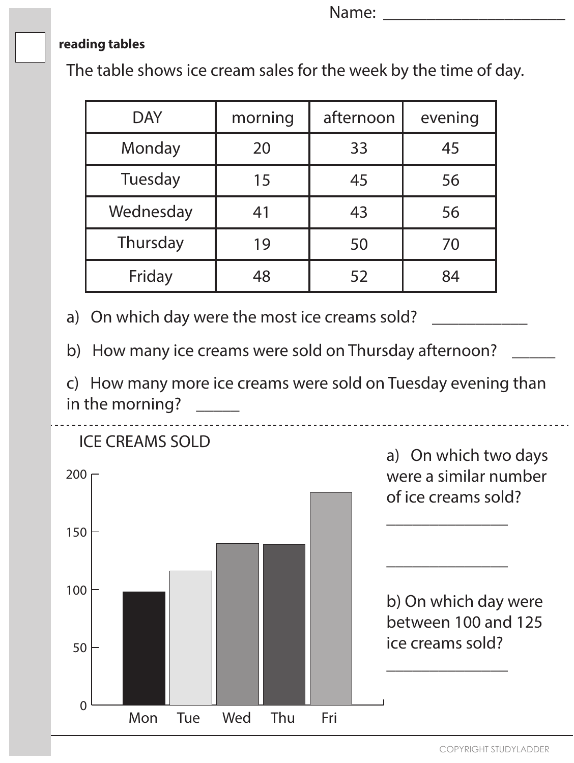Name: ______________________

**reading tables**

The table shows ice cream sales for the week by the time of day.

| DAY | morning | afternoon | evening |
| --- | --- | --- | --- |
| Monday | 20 | 33 | 45 |
| Tuesday | 15 | 45 | 56 |
| Wednesday | 41 | 43 | 56 |
| Thursday | 19 | 50 | 70 |
| Friday | 48 | 52 | 84 |

a) On which day were the most ice creams sold? ___________

b) How many ice creams were sold on Thursday afternoon? _____

c) How many more ice creams were sold on Tuesday evening than in the morning? _____

---

ICE CREAMS SOLD

200
150
100
50
0

Mon Tue Wed Thu Fri

a) On which two days were a similar number of ice creams sold?

______________

______________

b) On which day were between 100 and 125 ice creams sold?

______________